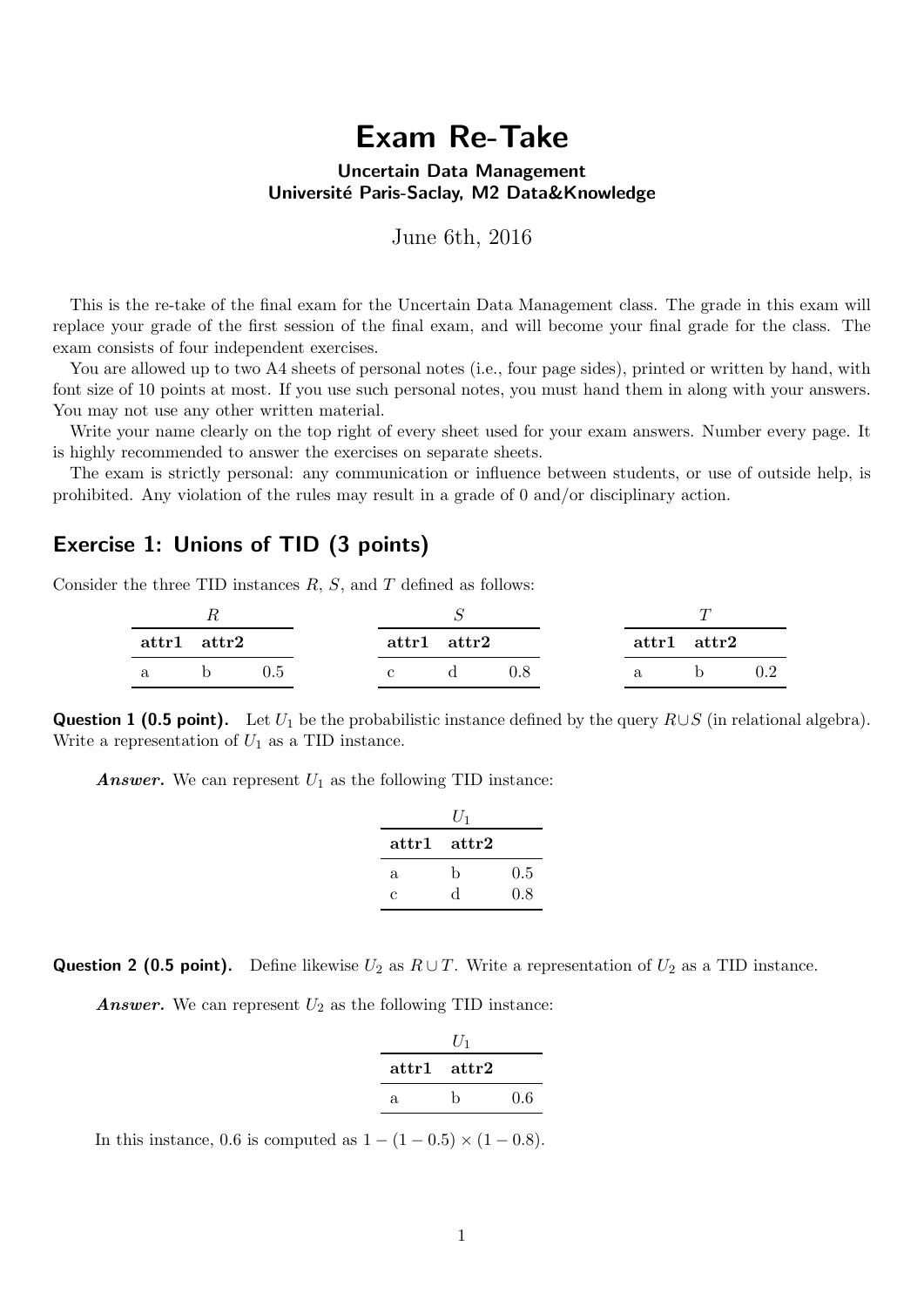# Exam Re-Take

**Uncertain Data Management**
**Université Paris-Saclay, M2 Data&Knowledge**

June 6th, 2016

This is the re-take of the final exam for the Uncertain Data Management class. The grade in this exam will replace your grade of the first session of the final exam, and will become your final grade for the class. The exam consists of four independent exercises.

You are allowed up to two A4 sheets of personal notes (i.e., four page sides), printed or written by hand, with font size of 10 points at most. If you use such personal notes, you must hand them in along with your answers. You may not use any other written material.

Write your name clearly on the top right of every sheet used for your exam answers. Number every page. It is highly recommended to answer the exercises on separate sheets.

The exam is strictly personal: any communication or influence between students, or use of outside help, is prohibited. Any violation of the rules may result in a grade of 0 and/or disciplinary action.

## Exercise 1: Unions of TID (3 points)

Consider the three TID instances $R$, $S$, and $T$ defined as follows:

$R$

| attr1 | attr2 | |
|---|---|---|
| a | b | 0.5 |

$S$

| attr1 | attr2 | |
|---|---|---|
| c | d | 0.8 |

$T$

| attr1 | attr2 | |
|---|---|---|
| a | b | 0.2 |

**Question 1 (0.5 point).** Let $U_1$ be the probabilistic instance defined by the query $R \cup S$ (in relational algebra). Write a representation of $U_1$ as a TID instance.

***Answer.*** We can represent $U_1$ as the following TID instance:

$U_1$

| attr1 | attr2 | |
|---|---|---|
| a | b | 0.5 |
| c | d | 0.8 |

**Question 2 (0.5 point).** Define likewise $U_2$ as $R \cup T$. Write a representation of $U_2$ as a TID instance.

***Answer.*** We can represent $U_2$ as the following TID instance:

$U_1$

| attr1 | attr2 | |
|---|---|---|
| a | b | 0.6 |

In this instance, 0.6 is computed as $1 - (1 - 0.5) \times (1 - 0.8)$.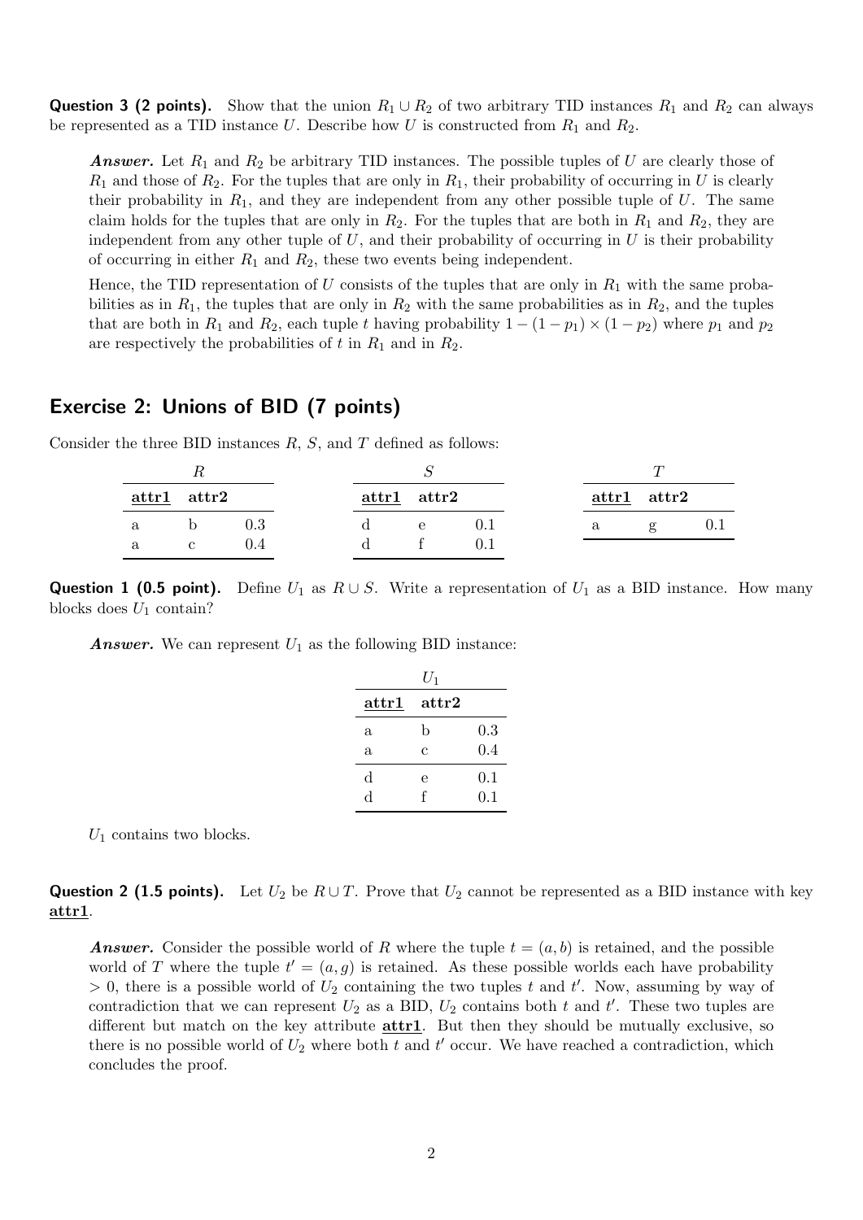**Question 3 (2 points).** Show that the union $R_1 \cup R_2$ of two arbitrary TID instances $R_1$ and $R_2$ can always be represented as a TID instance $U$. Describe how $U$ is constructed from $R_1$ and $R_2$.

> ***Answer.*** Let $R_1$ and $R_2$ be arbitrary TID instances. The possible tuples of $U$ are clearly those of $R_1$ and those of $R_2$. For the tuples that are only in $R_1$, their probability of occurring in $U$ is clearly their probability in $R_1$, and they are independent from any other possible tuple of $U$. The same claim holds for the tuples that are only in $R_2$. For the tuples that are both in $R_1$ and $R_2$, they are independent from any other tuple of $U$, and their probability of occurring in $U$ is their probability of occurring in either $R_1$ and $R_2$, these two events being independent.
>
> Hence, the TID representation of $U$ consists of the tuples that are only in $R_1$ with the same probabilities as in $R_1$, the tuples that are only in $R_2$ with the same probabilities as in $R_2$, and the tuples that are both in $R_1$ and $R_2$, each tuple $t$ having probability $1 - (1 - p_1) \times (1 - p_2)$ where $p_1$ and $p_2$ are respectively the probabilities of $t$ in $R_1$ and in $R_2$.

## Exercise 2: Unions of BID (7 points)

Consider the three BID instances $R$, $S$, and $T$ defined as follows:

$R$

| <u>attr1</u> | attr2 | |
|---|---|---|
| a | b | 0.3 |
| a | c | 0.4 |

$S$

| <u>attr1</u> | attr2 | |
|---|---|---|
| d | e | 0.1 |
| d | f | 0.1 |

$T$

| <u>attr1</u> | attr2 | |
|---|---|---|
| a | g | 0.1 |

**Question 1 (0.5 point).** Define $U_1$ as $R \cup S$. Write a representation of $U_1$ as a BID instance. How many blocks does $U_1$ contain?

> ***Answer.*** We can represent $U_1$ as the following BID instance:
>
> $U_1$
>
> | <u>attr1</u> | attr2 | |
> |---|---|---|
> | a | b | 0.3 |
> | a | c | 0.4 |
> | d | e | 0.1 |
> | d | f | 0.1 |
>
> $U_1$ contains two blocks.

**Question 2 (1.5 points).** Let $U_2$ be $R \cup T$. Prove that $U_2$ cannot be represented as a BID instance with key <u>**attr1**</u>.

> ***Answer.*** Consider the possible world of $R$ where the tuple $t = (a, b)$ is retained, and the possible world of $T$ where the tuple $t' = (a, g)$ is retained. As these possible worlds each have probability $> 0$, there is a possible world of $U_2$ containing the two tuples $t$ and $t'$. Now, assuming by way of contradiction that we can represent $U_2$ as a BID, $U_2$ contains both $t$ and $t'$. These two tuples are different but match on the key attribute <u>**attr1**</u>. But then they should be mutually exclusive, so there is no possible world of $U_2$ where both $t$ and $t'$ occur. We have reached a contradiction, which concludes the proof.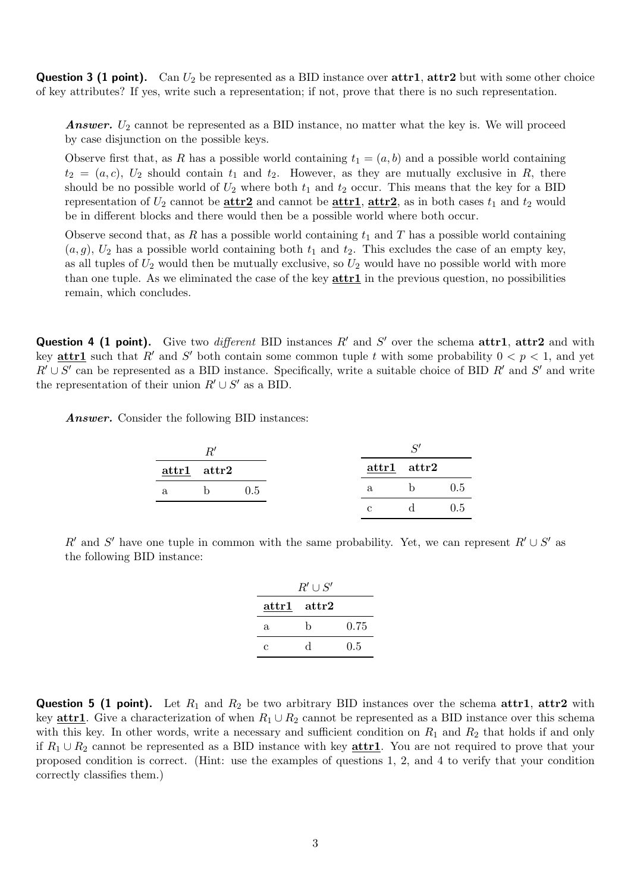**Question 3 (1 point).** Can $U_2$ be represented as a BID instance over **attr1**, **attr2** but with some other choice of key attributes? If yes, write such a representation; if not, prove that there is no such representation.

> ***Answer.*** $U_2$ cannot be represented as a BID instance, no matter what the key is. We will proceed by case disjunction on the possible keys.
>
> Observe first that, as $R$ has a possible world containing $t_1 = (a, b)$ and a possible world containing $t_2 = (a, c)$, $U_2$ should contain $t_1$ and $t_2$. However, as they are mutually exclusive in $R$, there should be no possible world of $U_2$ where both $t_1$ and $t_2$ occur. This means that the key for a BID representation of $U_2$ cannot be **attr2** and cannot be **attr1**, **attr2**, as in both cases $t_1$ and $t_2$ would be in different blocks and there would then be a possible world where both occur.
>
> Observe second that, as $R$ has a possible world containing $t_1$ and $T$ has a possible world containing $(a, g)$, $U_2$ has a possible world containing both $t_1$ and $t_2$. This excludes the case of an empty key, as all tuples of $U_2$ would then be mutually exclusive, so $U_2$ would have no possible world with more than one tuple. As we eliminated the case of the key **attr1** in the previous question, no possibilities remain, which concludes.

**Question 4 (1 point).** Give two *different* BID instances $R'$ and $S'$ over the schema **attr1**, **attr2** and with key **attr1** such that $R'$ and $S'$ both contain some common tuple $t$ with some probability $0 < p < 1$, and yet $R' \cup S'$ can be represented as a BID instance. Specifically, write a suitable choice of BID $R'$ and $S'$ and write the representation of their union $R' \cup S'$ as a BID.

> ***Answer.*** Consider the following BID instances:
>
> $R'$
>
> | **attr1** | **attr2** | |
> |---|---|---|
> | a | b | 0.5 |
>
> $S'$
>
> | **attr1** | **attr2** | |
> |---|---|---|
> | a | b | 0.5 |
> | c | d | 0.5 |
>
> $R'$ and $S'$ have one tuple in common with the same probability. Yet, we can represent $R' \cup S'$ as the following BID instance:
>
> $R' \cup S'$
>
> | **attr1** | **attr2** | |
> |---|---|---|
> | a | b | 0.75 |
> | c | d | 0.5 |

**Question 5 (1 point).** Let $R_1$ and $R_2$ be two arbitrary BID instances over the schema **attr1**, **attr2** with key **attr1**. Give a characterization of when $R_1 \cup R_2$ cannot be represented as a BID instance over this schema with this key. In other words, write a necessary and sufficient condition on $R_1$ and $R_2$ that holds if and only if $R_1 \cup R_2$ cannot be represented as a BID instance with key **attr1**. You are not required to prove that your proposed condition is correct. (Hint: use the examples of questions 1, 2, and 4 to verify that your condition correctly classifies them.)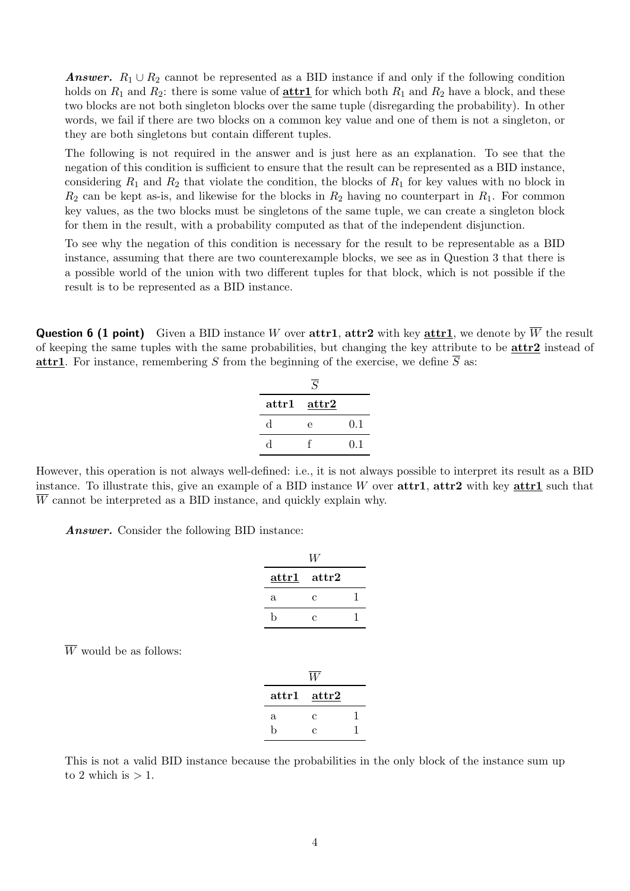***Answer.*** $R_1 \cup R_2$ cannot be represented as a BID instance if and only if the following condition holds on $R_1$ and $R_2$: there is some value of **attr1** for which both $R_1$ and $R_2$ have a block, and these two blocks are not both singleton blocks over the same tuple (disregarding the probability). In other words, we fail if there are two blocks on a common key value and one of them is not a singleton, or they are both singletons but contain different tuples.

The following is not required in the answer and is just here as an explanation. To see that the negation of this condition is sufficient to ensure that the result can be represented as a BID instance, considering $R_1$ and $R_2$ that violate the condition, the blocks of $R_1$ for key values with no block in $R_2$ can be kept as-is, and likewise for the blocks in $R_2$ having no counterpart in $R_1$. For common key values, as the two blocks must be singletons of the same tuple, we can create a singleton block for them in the result, with a probability computed as that of the independent disjunction.

To see why the negation of this condition is necessary for the result to be representable as a BID instance, assuming that there are two counterexample blocks, we see as in Question 3 that there is a possible world of the union with two different tuples for that block, which is not possible if the result is to be represented as a BID instance.

**Question 6 (1 point)** Given a BID instance $W$ over **attr1**, **attr2** with key **attr1**, we denote by $\overline{W}$ the result of keeping the same tuples with the same probabilities, but changing the key attribute to be **attr2** instead of **attr1**. For instance, remembering $S$ from the beginning of the exercise, we define $\overline{S}$ as:

$\overline{S}$

| attr1 | attr2 | |
|---|---|---|
| d | e | 0.1 |
| d | f | 0.1 |

However, this operation is not always well-defined: i.e., it is not always possible to interpret its result as a BID instance. To illustrate this, give an example of a BID instance $W$ over **attr1**, **attr2** with key **attr1** such that $\overline{W}$ cannot be interpreted as a BID instance, and quickly explain why.

***Answer.*** Consider the following BID instance:

$W$

| attr1 | attr2 | |
|---|---|---|
| a | c | 1 |
| b | c | 1 |

$\overline{W}$ would be as follows:

$\overline{W}$

| attr1 | attr2 | |
|---|---|---|
| a | c | 1 |
| b | c | 1 |

This is not a valid BID instance because the probabilities in the only block of the instance sum up to 2 which is $> 1$.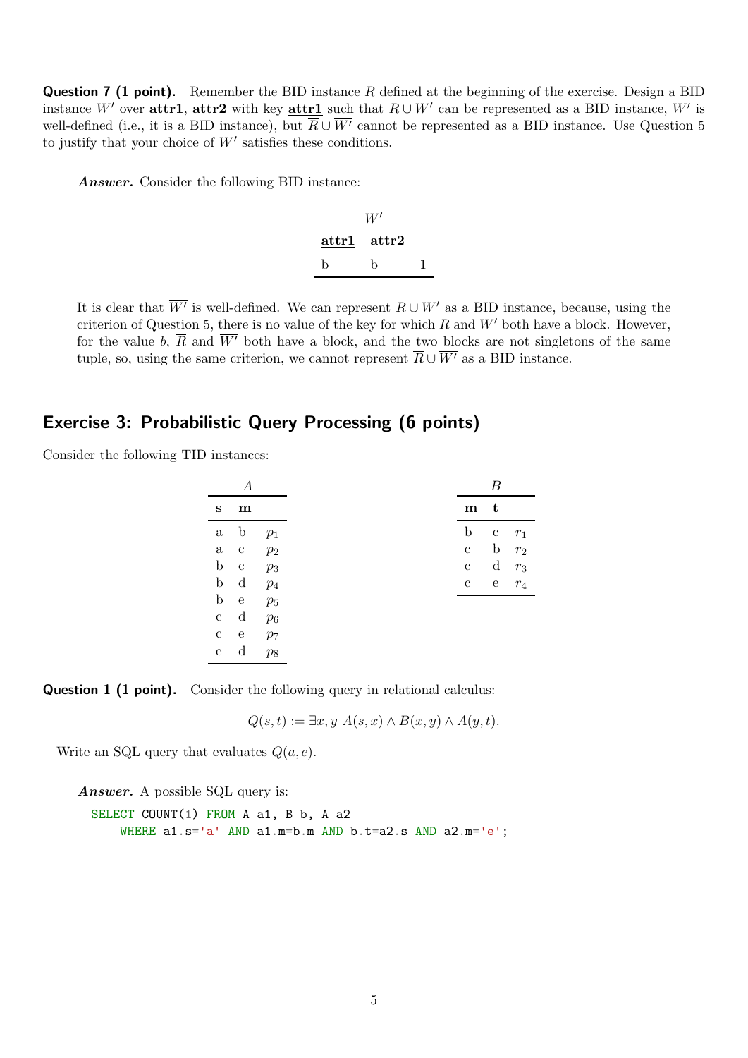**Question 7 (1 point).** Remember the BID instance $R$ defined at the beginning of the exercise. Design a BID instance $W'$ over **attr1**, **attr2** with key **attr1** such that $R \cup W'$ can be represented as a BID instance, $\overline{W'}$ is well-defined (i.e., it is a BID instance), but $\overline{R} \cup \overline{W'}$ cannot be represented as a BID instance. Use Question 5 to justify that your choice of $W'$ satisfies these conditions.

***Answer.*** Consider the following BID instance:

$W'$

| attr1 | attr2 | |
|---|---|---|
| b | b | 1 |

It is clear that $\overline{W'}$ is well-defined. We can represent $R \cup W'$ as a BID instance, because, using the criterion of Question 5, there is no value of the key for which $R$ and $W'$ both have a block. However, for the value $b$, $\overline{R}$ and $\overline{W'}$ both have a block, and the two blocks are not singletons of the same tuple, so, using the same criterion, we cannot represent $\overline{R} \cup \overline{W'}$ as a BID instance.

## Exercise 3: Probabilistic Query Processing (6 points)

Consider the following TID instances:

$A$

| s | m | |
|---|---|---|
| a | b | $p_1$ |
| a | c | $p_2$ |
| b | c | $p_3$ |
| b | d | $p_4$ |
| b | e | $p_5$ |
| c | d | $p_6$ |
| c | e | $p_7$ |
| e | d | $p_8$ |

$B$

| m | t | |
|---|---|---|
| b | c | $r_1$ |
| c | b | $r_2$ |
| c | d | $r_3$ |
| c | e | $r_4$ |

**Question 1 (1 point).** Consider the following query in relational calculus:

$$Q(s,t) := \exists x, y\ A(s,x) \wedge B(x,y) \wedge A(y,t).$$

Write an SQL query that evaluates $Q(a,e)$.

***Answer.*** A possible SQL query is:

```
SELECT COUNT(1) FROM A a1, B b, A a2
    WHERE a1.s='a' AND a1.m=b.m AND b.t=a2.s AND a2.m='e';
```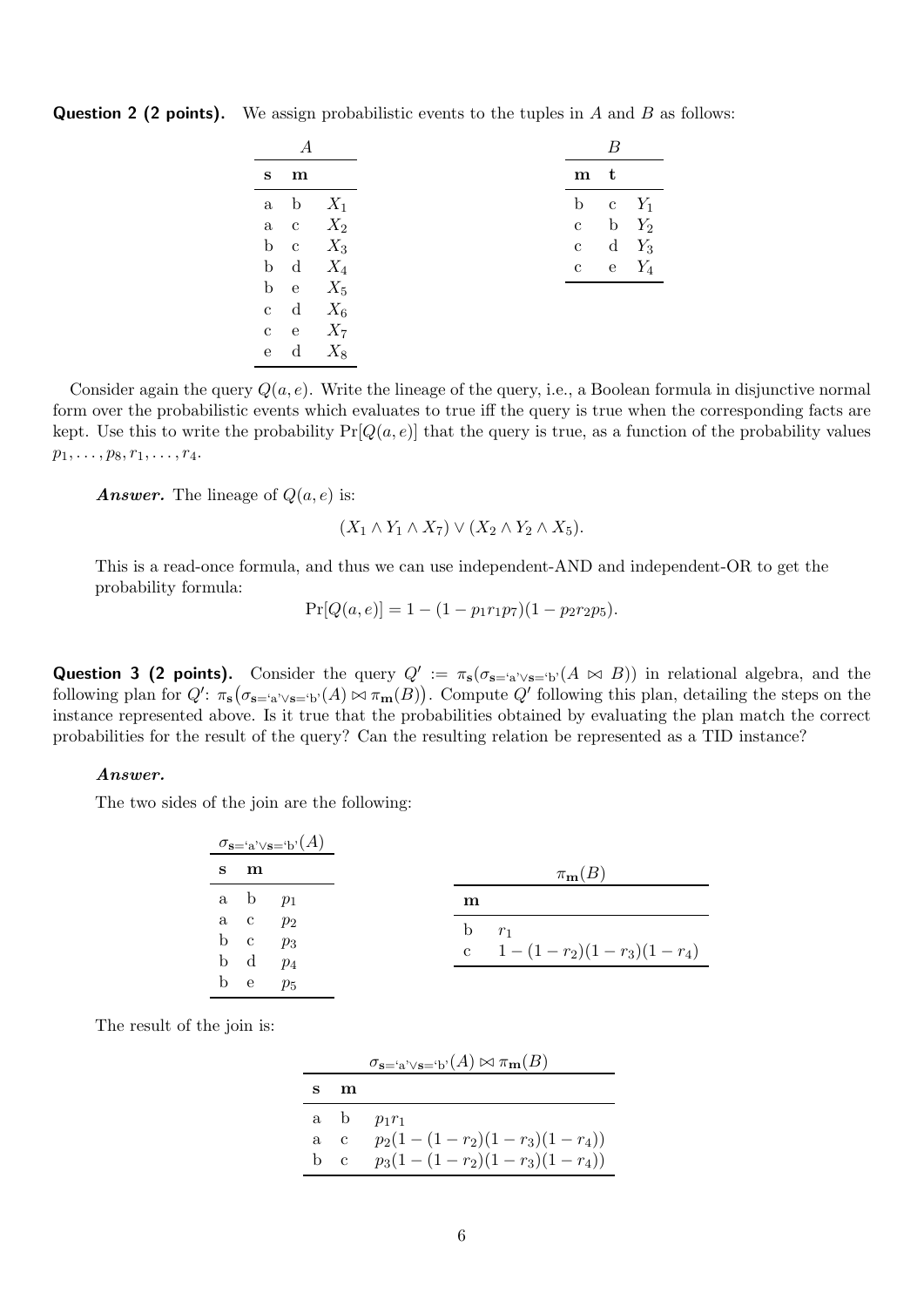**Question 2 (2 points).** We assign probabilistic events to the tuples in $A$ and $B$ as follows:

| A | | |
|---|---|---|
| **s** | **m** | |
| a | b | $X_1$ |
| a | c | $X_2$ |
| b | c | $X_3$ |
| b | d | $X_4$ |
| b | e | $X_5$ |
| c | d | $X_6$ |
| c | e | $X_7$ |
| e | d | $X_8$ |

| B | | |
|---|---|---|
| **m** | **t** | |
| b | c | $Y_1$ |
| c | b | $Y_2$ |
| c | d | $Y_3$ |
| c | e | $Y_4$ |

Consider again the query $Q(a, e)$. Write the lineage of the query, i.e., a Boolean formula in disjunctive normal form over the probabilistic events which evaluates to true iff the query is true when the corresponding facts are kept. Use this to write the probability $\Pr[Q(a, e)]$ that the query is true, as a function of the probability values $p_1, \ldots, p_8, r_1, \ldots, r_4$.

***Answer.*** The lineage of $Q(a, e)$ is:

$$(X_1 \wedge Y_1 \wedge X_7) \vee (X_2 \wedge Y_2 \wedge X_5).$$

This is a read-once formula, and thus we can use independent-AND and independent-OR to get the probability formula:

$$\Pr[Q(a, e)] = 1 - (1 - p_1 r_1 p_7)(1 - p_2 r_2 p_5).$$

**Question 3 (2 points).** Consider the query $Q' := \pi_{\mathbf{s}}(\sigma_{\mathbf{s}=\text{'a'} \vee \mathbf{s}=\text{'b'}}(A \bowtie B))$ in relational algebra, and the following plan for $Q'$: $\pi_{\mathbf{s}}\big(\sigma_{\mathbf{s}=\text{'a'} \vee \mathbf{s}=\text{'b'}}(A) \bowtie \pi_{\mathbf{m}}(B)\big)$. Compute $Q'$ following this plan, detailing the steps on the instance represented above. Is it true that the probabilities obtained by evaluating the plan match the correct probabilities for the result of the query? Can the resulting relation be represented as a TID instance?

***Answer.***

The two sides of the join are the following:

| $\sigma_{\mathbf{s}=\text{'a'} \vee \mathbf{s}=\text{'b'}}(A)$ | | |
|---|---|---|
| **s** | **m** | |
| a | b | $p_1$ |
| a | c | $p_2$ |
| b | c | $p_3$ |
| b | d | $p_4$ |
| b | e | $p_5$ |

| $\pi_{\mathbf{m}}(B)$ | |
|---|---|
| **m** | |
| b | $r_1$ |
| c | $1 - (1 - r_2)(1 - r_3)(1 - r_4)$ |

The result of the join is:

| $\sigma_{\mathbf{s}=\text{'a'} \vee \mathbf{s}=\text{'b'}}(A) \bowtie \pi_{\mathbf{m}}(B)$ | | |
|---|---|---|
| **s** | **m** | |
| a | b | $p_1 r_1$ |
| a | c | $p_2(1 - (1 - r_2)(1 - r_3)(1 - r_4))$ |
| b | c | $p_3(1 - (1 - r_2)(1 - r_3)(1 - r_4))$ |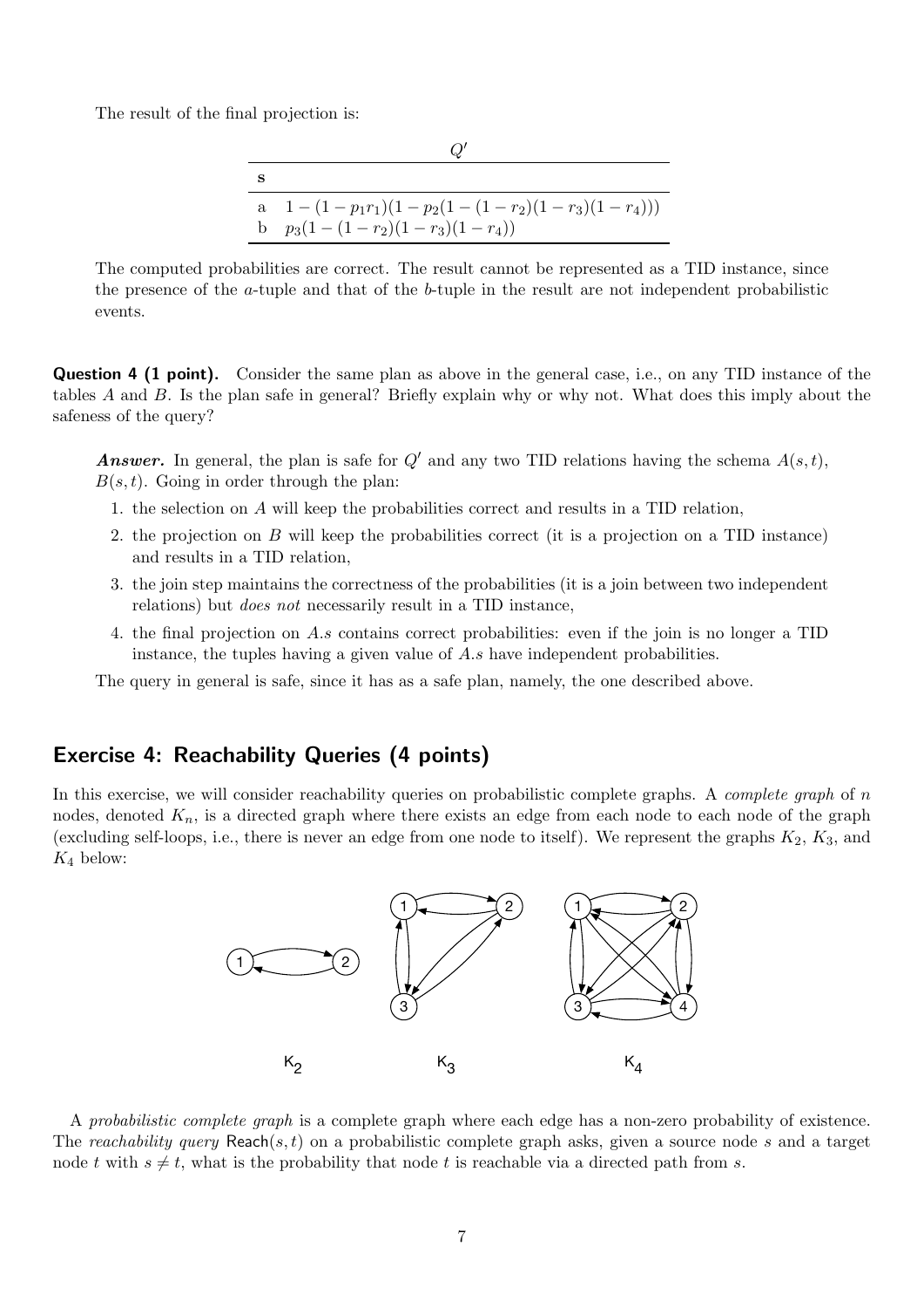The result of the final projection is:

| $Q'$ | |
|---|---|
| **s** | |
| a | $1-(1-p_1r_1)(1-p_2(1-(1-r_2)(1-r_3)(1-r_4)))$ |
| b | $p_3(1-(1-r_2)(1-r_3)(1-r_4))$ |

The computed probabilities are correct. The result cannot be represented as a TID instance, since the presence of the $a$-tuple and that of the $b$-tuple in the result are not independent probabilistic events.

**Question 4 (1 point).** Consider the same plan as above in the general case, i.e., on any TID instance of the tables $A$ and $B$. Is the plan safe in general? Briefly explain why or why not. What does this imply about the safeness of the query?

> ***Answer.*** In general, the plan is safe for $Q'$ and any two TID relations having the schema $A(s,t)$, $B(s,t)$. Going in order through the plan:
>
> 1. the selection on $A$ will keep the probabilities correct and results in a TID relation,
> 2. the projection on $B$ will keep the probabilities correct (it is a projection on a TID instance) and results in a TID relation,
> 3. the join step maintains the correctness of the probabilities (it is a join between two independent relations) but *does not* necessarily result in a TID instance,
> 4. the final projection on $A.s$ contains correct probabilities: even if the join is no longer a TID instance, the tuples having a given value of $A.s$ have independent probabilities.
>
> The query in general is safe, since it has as a safe plan, namely, the one described above.

## Exercise 4: Reachability Queries (4 points)

In this exercise, we will consider reachability queries on probabilistic complete graphs. A *complete graph* of $n$ nodes, denoted $K_n$, is a directed graph where there exists an edge from each node to each node of the graph (excluding self-loops, i.e., there is never an edge from one node to itself). We represent the graphs $K_2$, $K_3$, and $K_4$ below:

$K_2$ $K_3$ $K_4$

A *probabilistic complete graph* is a complete graph where each edge has a non-zero probability of existence. The *reachability query* $\mathsf{Reach}(s,t)$ on a probabilistic complete graph asks, given a source node $s$ and a target node $t$ with $s \neq t$, what is the probability that node $t$ is reachable via a directed path from $s$.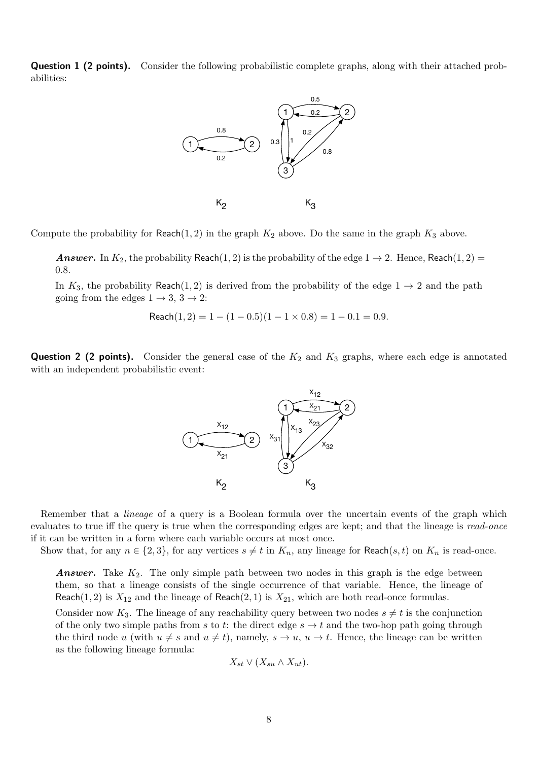**Question 1 (2 points).** Consider the following probabilistic complete graphs, along with their attached probabilities:

0.8

0.2

K2

0.5

0.2

0.2

0.3

1

0.8

K3

Compute the probability for $\mathsf{Reach}(1,2)$ in the graph $K_2$ above. Do the same in the graph $K_3$ above.

> ***Answer.*** In $K_2$, the probability $\mathsf{Reach}(1,2)$ is the probability of the edge $1 \to 2$. Hence, $\mathsf{Reach}(1,2) = 0.8$.
>
> In $K_3$, the probability $\mathsf{Reach}(1,2)$ is derived from the probability of the edge $1 \to 2$ and the path going from the edges $1 \to 3$, $3 \to 2$:
>
> $$\mathsf{Reach}(1,2) = 1 - (1 - 0.5)(1 - 1 \times 0.8) = 1 - 0.1 = 0.9.$$

**Question 2 (2 points).** Consider the general case of the $K_2$ and $K_3$ graphs, where each edge is annotated with an independent probabilistic event:

X12

X21

K2

X12

X21

X23

X13

X31

X32

K3

Remember that a *lineage* of a query is a Boolean formula over the uncertain events of the graph which evaluates to true iff the query is true when the corresponding edges are kept; and that the lineage is *read-once* if it can be written in a form where each variable occurs at most once.

Show that, for any $n \in \{2,3\}$, for any vertices $s \neq t$ in $K_n$, any lineage for $\mathsf{Reach}(s,t)$ on $K_n$ is read-once.

> ***Answer.*** Take $K_2$. The only simple path between two nodes in this graph is the edge between them, so that a lineage consists of the single occurrence of that variable. Hence, the lineage of $\mathsf{Reach}(1,2)$ is $X_{12}$ and the lineage of $\mathsf{Reach}(2,1)$ is $X_{21}$, which are both read-once formulas.
>
> Consider now $K_3$. The lineage of any reachability query between two nodes $s \neq t$ is the conjunction of the only two simple paths from $s$ to $t$: the direct edge $s \to t$ and the two-hop path going through the third node $u$ (with $u \neq s$ and $u \neq t$), namely, $s \to u$, $u \to t$. Hence, the lineage can be written as the following lineage formula:
>
> $$X_{st} \vee (X_{su} \wedge X_{ut}).$$